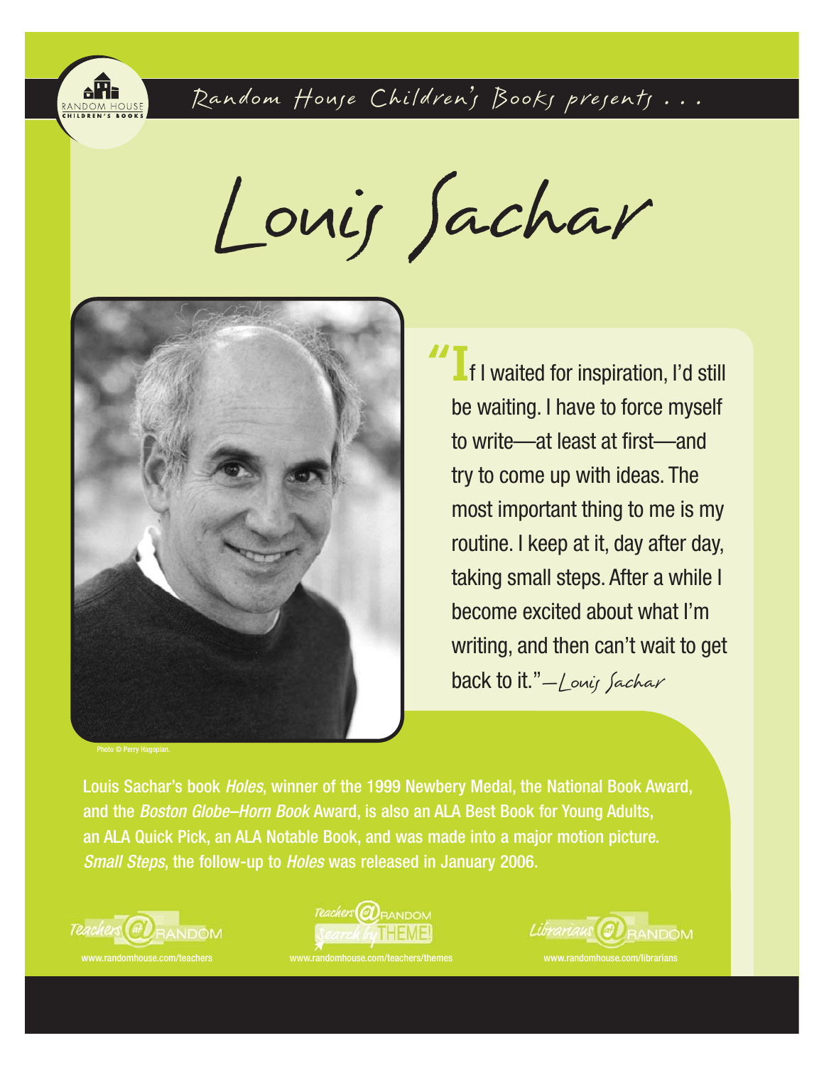Random House Children's Books presents . . .

# Louis Sachar

Photo © Perry Hagopian.

> "If I waited for inspiration, I'd still be waiting. I have to force myself to write—at least at first—and try to come up with ideas. The most important thing to me is my routine. I keep at it, day after day, taking small steps. After a while I become excited about what I'm writing, and then can't wait to get back to it." —Louis Sachar

Louis Sachar's book *Holes*, winner of the 1999 Newbery Medal, the National Book Award, and the *Boston Globe–Horn Book* Award, is also an ALA Best Book for Young Adults, an ALA Quick Pick, an ALA Notable Book, and was made into a major motion picture. *Small Steps*, the follow-up to *Holes* was released in January 2006.

Teachers @ Random — www.randomhouse.com/teachers

Teachers @ Random Search by THEME! — www.randomhouse.com/teachers/themes

Librarians @ Random — www.randomhouse.com/librarians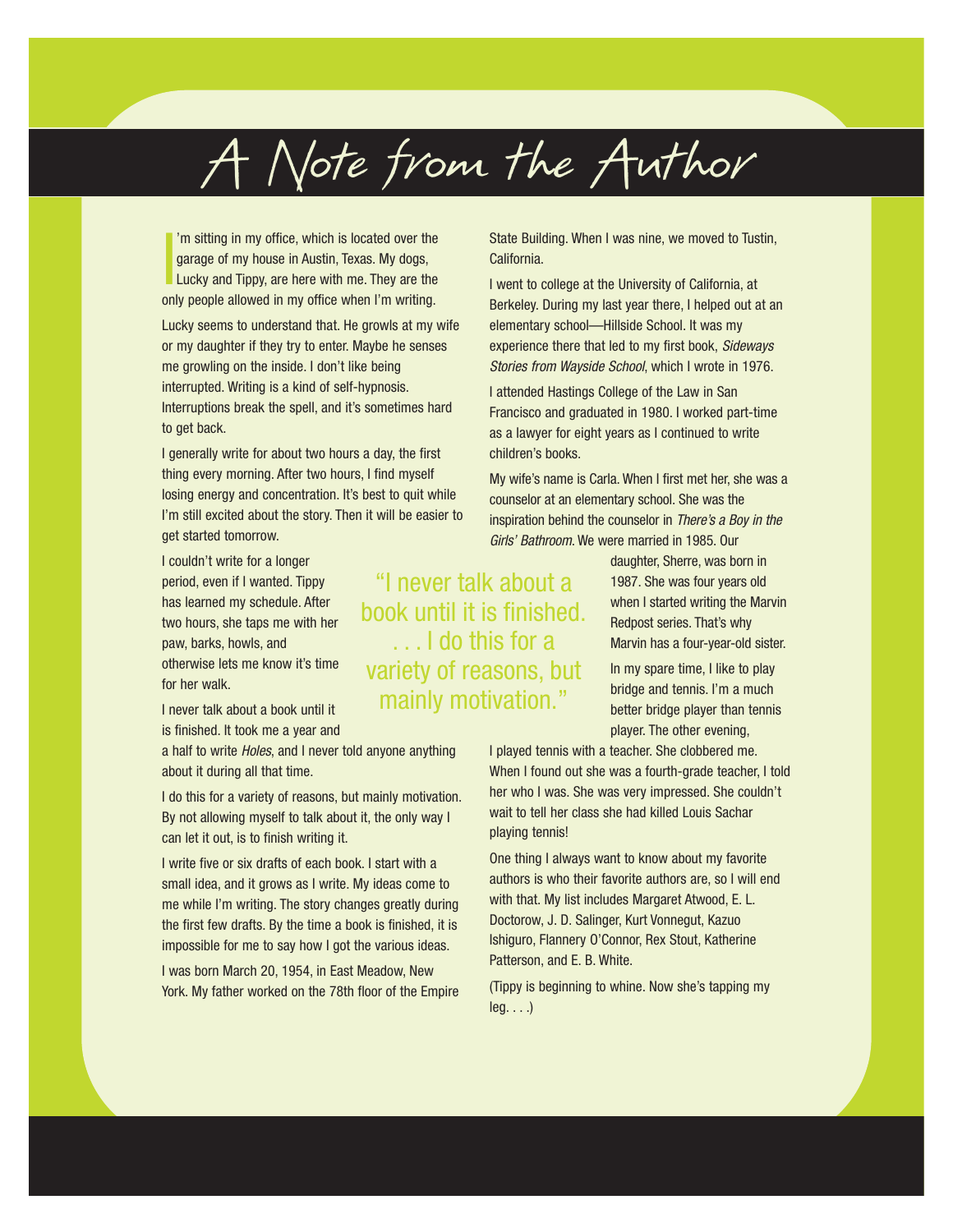# A Note from the Author

I'm sitting in my office, which is located over the garage of my house in Austin, Texas. My dogs, Lucky and Tippy, are here with me. They are the only people allowed in my office when I'm writing.

Lucky seems to understand that. He growls at my wife or my daughter if they try to enter. Maybe he senses me growling on the inside. I don't like being interrupted. Writing is a kind of self-hypnosis. Interruptions break the spell, and it's sometimes hard to get back.

I generally write for about two hours a day, the first thing every morning. After two hours, I find myself losing energy and concentration. It's best to quit while I'm still excited about the story. Then it will be easier to get started tomorrow.

I couldn't write for a longer period, even if I wanted. Tippy has learned my schedule. After two hours, she taps me with her paw, barks, howls, and otherwise lets me know it's time for her walk.

I never talk about a book until it is finished. It took me a year and a half to write *Holes*, and I never told anyone anything about it during all that time.

I do this for a variety of reasons, but mainly motivation. By not allowing myself to talk about it, the only way I can let it out, is to finish writing it.

I write five or six drafts of each book. I start with a small idea, and it grows as I write. My ideas come to me while I'm writing. The story changes greatly during the first few drafts. By the time a book is finished, it is impossible for me to say how I got the various ideas.

I was born March 20, 1954, in East Meadow, New York. My father worked on the 78th floor of the Empire State Building. When I was nine, we moved to Tustin, California.

I went to college at the University of California, at Berkeley. During my last year there, I helped out at an elementary school—Hillside School. It was my experience there that led to my first book, *Sideways Stories from Wayside School*, which I wrote in 1976.

I attended Hastings College of the Law in San Francisco and graduated in 1980. I worked part-time as a lawyer for eight years as I continued to write children's books.

My wife's name is Carla. When I first met her, she was a counselor at an elementary school. She was the inspiration behind the counselor in *There's a Boy in the Girls' Bathroom*. We were married in 1985. Our daughter, Sherre, was born in 1987. She was four years old when I started writing the Marvin Redpost series. That's why Marvin has a four-year-old sister.

> "I never talk about a book until it is finished. . . . I do this for a variety of reasons, but mainly motivation."

In my spare time, I like to play bridge and tennis. I'm a much better bridge player than tennis player. The other evening, I played tennis with a teacher. She clobbered me. When I found out she was a fourth-grade teacher, I told her who I was. She was very impressed. She couldn't wait to tell her class she had killed Louis Sachar playing tennis!

One thing I always want to know about my favorite authors is who their favorite authors are, so I will end with that. My list includes Margaret Atwood, E. L. Doctorow, J. D. Salinger, Kurt Vonnegut, Kazuo Ishiguro, Flannery O'Connor, Rex Stout, Katherine Patterson, and E. B. White.

(Tippy is beginning to whine. Now she's tapping my leg. . . .)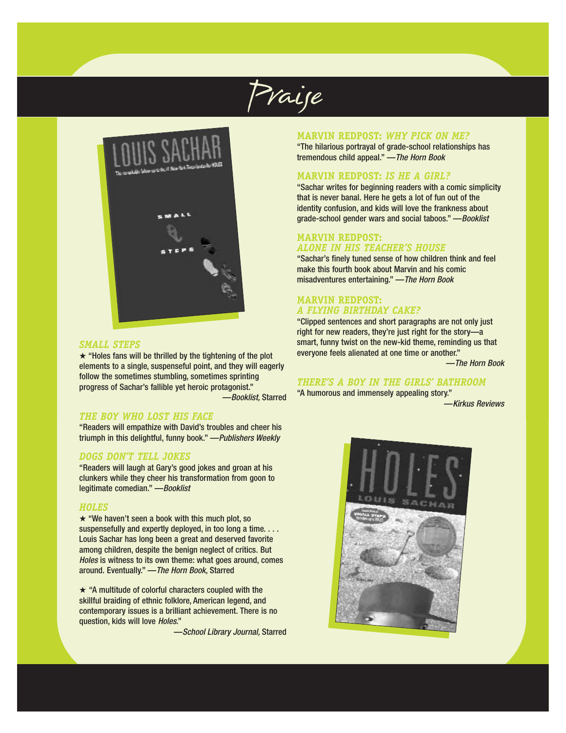# Praise

### *SMALL STEPS*

★ "Holes fans will be thrilled by the tightening of the plot elements to a single, suspenseful point, and they will eagerly follow the sometimes stumbling, sometimes sprinting progress of Sachar's fallible yet heroic protagonist."
—*Booklist,* Starred

### *THE BOY WHO LOST HIS FACE*

"Readers will empathize with David's troubles and cheer his triumph in this delightful, funny book." —*Publishers Weekly*

### *DOGS DON'T TELL JOKES*

"Readers will laugh at Gary's good jokes and groan at his clunkers while they cheer his transformation from goon to legitimate comedian." —*Booklist*

### *HOLES*

★ "We haven't seen a book with this much plot, so suspensefully and expertly deployed, in too long a time. . . . Louis Sachar has long been a great and deserved favorite among children, despite the benign neglect of critics. But *Holes* is witness to its own theme: what goes around, comes around. Eventually." —*The Horn Book,* Starred

★ "A multitude of colorful characters coupled with the skillful braiding of ethnic folklore, American legend, and contemporary issues is a brilliant achievement. There is no question, kids will love *Holes*."
—*School Library Journal,* Starred

### MARVIN REDPOST: *WHY PICK ON ME?*

"The hilarious portrayal of grade-school relationships has tremendous child appeal." —*The Horn Book*

### MARVIN REDPOST: *IS HE A GIRL?*

"Sachar writes for beginning readers with a comic simplicity that is never banal. Here he gets a lot of fun out of the identity confusion, and kids will love the frankness about grade-school gender wars and social taboos." —*Booklist*

### MARVIN REDPOST: *ALONE IN HIS TEACHER'S HOUSE*

"Sachar's finely tuned sense of how children think and feel make this fourth book about Marvin and his comic misadventures entertaining." —*The Horn Book*

### MARVIN REDPOST: *A FLYING BIRTHDAY CAKE?*

"Clipped sentences and short paragraphs are not only just right for new readers, they're just right for the story—a smart, funny twist on the new-kid theme, reminding us that everyone feels alienated at one time or another."
—*The Horn Book*

### *THERE'S A BOY IN THE GIRLS' BATHROOM*

"A humorous and immensely appealing story."
—*Kirkus Reviews*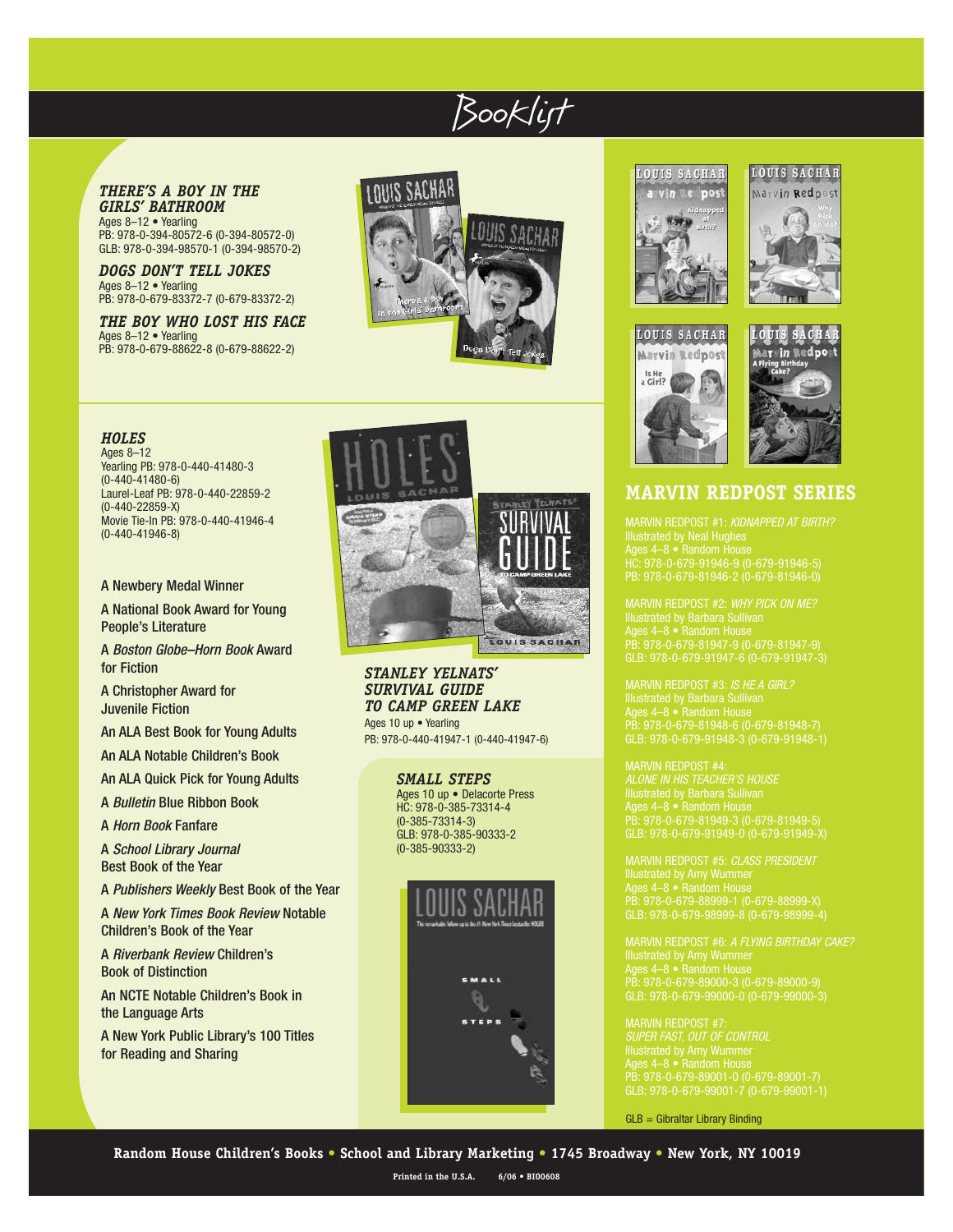# Booklist

***THERE'S A BOY IN THE GIRLS' BATHROOM***
Ages 8–12 • Yearling
PB: 978-0-394-80572-6 (0-394-80572-0)
GLB: 978-0-394-98570-1 (0-394-98570-2)

***DOGS DON'T TELL JOKES***
Ages 8–12 • Yearling
PB: 978-0-679-83372-7 (0-679-83372-2)

***THE BOY WHO LOST HIS FACE***
Ages 8–12 • Yearling
PB: 978-0-679-88622-8 (0-679-88622-2)

***HOLES***
Ages 8–12
Yearling PB: 978-0-440-41480-3 (0-440-41480-6)
Laurel-Leaf PB: 978-0-440-22859-2 (0-440-22859-X)
Movie Tie-In PB: 978-0-440-41946-4 (0-440-41946-8)

A Newbery Medal Winner

A National Book Award for Young People's Literature

A *Boston Globe–Horn Book* Award for Fiction

A Christopher Award for Juvenile Fiction

An ALA Best Book for Young Adults

An ALA Notable Children's Book

An ALA Quick Pick for Young Adults

A *Bulletin* Blue Ribbon Book

A *Horn Book* Fanfare

A *School Library Journal* Best Book of the Year

A *Publishers Weekly* Best Book of the Year

A *New York Times Book Review* Notable Children's Book of the Year

A *Riverbank Review* Children's Book of Distinction

An NCTE Notable Children's Book in the Language Arts

A New York Public Library's 100 Titles for Reading and Sharing

***STANLEY YELNATS' SURVIVAL GUIDE TO CAMP GREEN LAKE***
Ages 10 up • Yearling
PB: 978-0-440-41947-1 (0-440-41947-6)

***SMALL STEPS***
Ages 10 up • Delacorte Press
HC: 978-0-385-73314-4 (0-385-73314-3)
GLB: 978-0-385-90333-2 (0-385-90333-2)

## MARVIN REDPOST SERIES

MARVIN REDPOST #1: *KIDNAPPED AT BIRTH?*
Illustrated by Neal Hughes
Ages 4–8 • Random House
HC: 978-0-679-91946-9 (0-679-91946-5)
PB: 978-0-679-81946-2 (0-679-81946-0)

MARVIN REDPOST #2: *WHY PICK ON ME?*
Illustrated by Barbara Sullivan
Ages 4–8 • Random House
PB: 978-0-679-81947-9 (0-679-81947-9)
GLB: 978-0-679-91947-6 (0-679-91947-3)

MARVIN REDPOST #3: *IS HE A GIRL?*
Illustrated by Barbara Sullivan
Ages 4–8 • Random House
PB: 978-0-679-81948-6 (0-679-81948-7)
GLB: 978-0-679-91948-3 (0-679-91948-1)

MARVIN REDPOST #4: *ALONE IN HIS TEACHER'S HOUSE*
Illustrated by Barbara Sullivan
Ages 4–8 • Random House
PB: 978-0-679-81949-3 (0-679-81949-5)
GLB: 978-0-679-91949-0 (0-679-91949-X)

MARVIN REDPOST #5: *CLASS PRESIDENT*
Illustrated by Amy Wummer
Ages 4–8 • Random House
PB: 978-0-679-88999-1 (0-679-88999-X)
GLB: 978-0-679-98999-8 (0-679-98999-4)

MARVIN REDPOST #6: *A FLYING BIRTHDAY CAKE?*
Illustrated by Amy Wummer
Ages 4–8 • Random House
PB: 978-0-679-89000-3 (0-679-89000-9)
GLB: 978-0-679-99000-0 (0-679-99000-3)

MARVIN REDPOST #7: *SUPER FAST, OUT OF CONTROL*
Illustrated by Amy Wummer
Ages 4–8 • Random House
PB: 978-0-679-89001-0 (0-679-89001-7)
GLB: 978-0-679-99001-7 (0-679-99001-1)

GLB = Gibraltar Library Binding

**Random House Children's Books • School and Library Marketing • 1745 Broadway • New York, NY 10019**

Printed in the U.S.A. 6/06 • BI00608